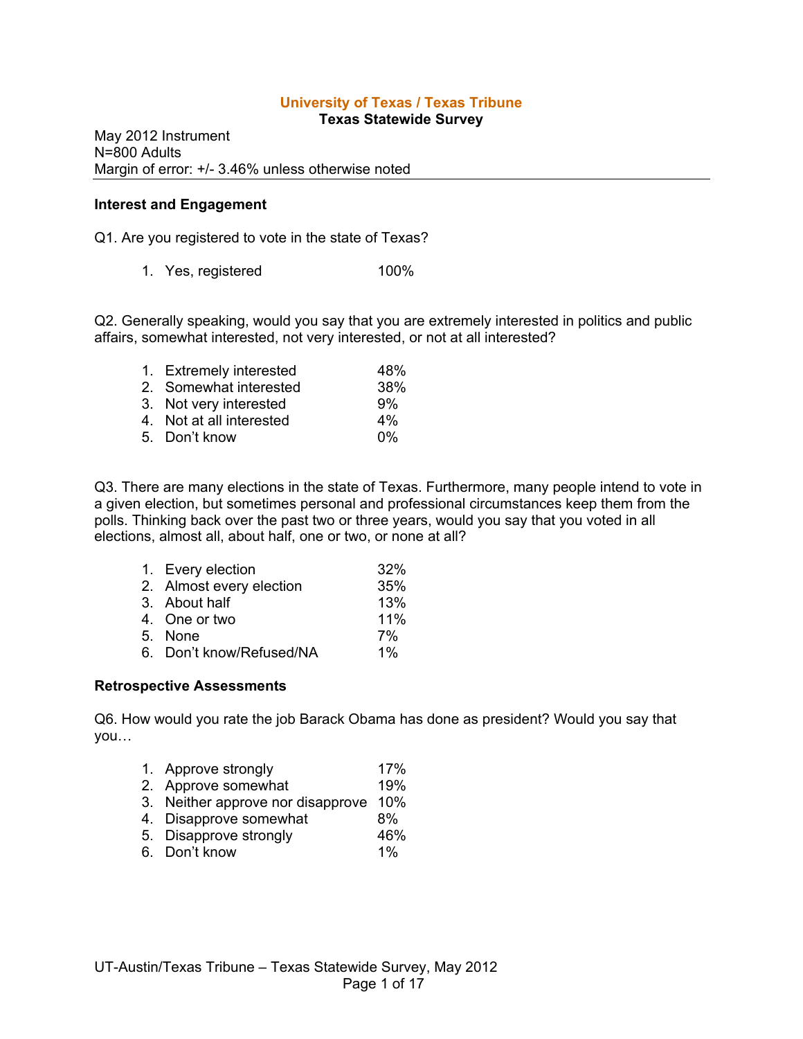# University of Texas / Texas Tribune
## Texas Statewide Survey

May 2012 Instrument
N=800 Adults
Margin of error: +/- 3.46% unless otherwise noted

---

### Interest and Engagement

Q1. Are you registered to vote in the state of Texas?

| | |
|---|---|
| 1. Yes, registered | 100% |

Q2. Generally speaking, would you say that you are extremely interested in politics and public affairs, somewhat interested, not very interested, or not at all interested?

| | |
|---|---|
| 1. Extremely interested | 48% |
| 2. Somewhat interested | 38% |
| 3. Not very interested | 9% |
| 4. Not at all interested | 4% |
| 5. Don't know | 0% |

Q3. There are many elections in the state of Texas. Furthermore, many people intend to vote in a given election, but sometimes personal and professional circumstances keep them from the polls. Thinking back over the past two or three years, would you say that you voted in all elections, almost all, about half, one or two, or none at all?

| | |
|---|---|
| 1. Every election | 32% |
| 2. Almost every election | 35% |
| 3. About half | 13% |
| 4. One or two | 11% |
| 5. None | 7% |
| 6. Don't know/Refused/NA | 1% |

### Retrospective Assessments

Q6. How would you rate the job Barack Obama has done as president? Would you say that you…

| | |
|---|---|
| 1. Approve strongly | 17% |
| 2. Approve somewhat | 19% |
| 3. Neither approve nor disapprove | 10% |
| 4. Disapprove somewhat | 8% |
| 5. Disapprove strongly | 46% |
| 6. Don't know | 1% |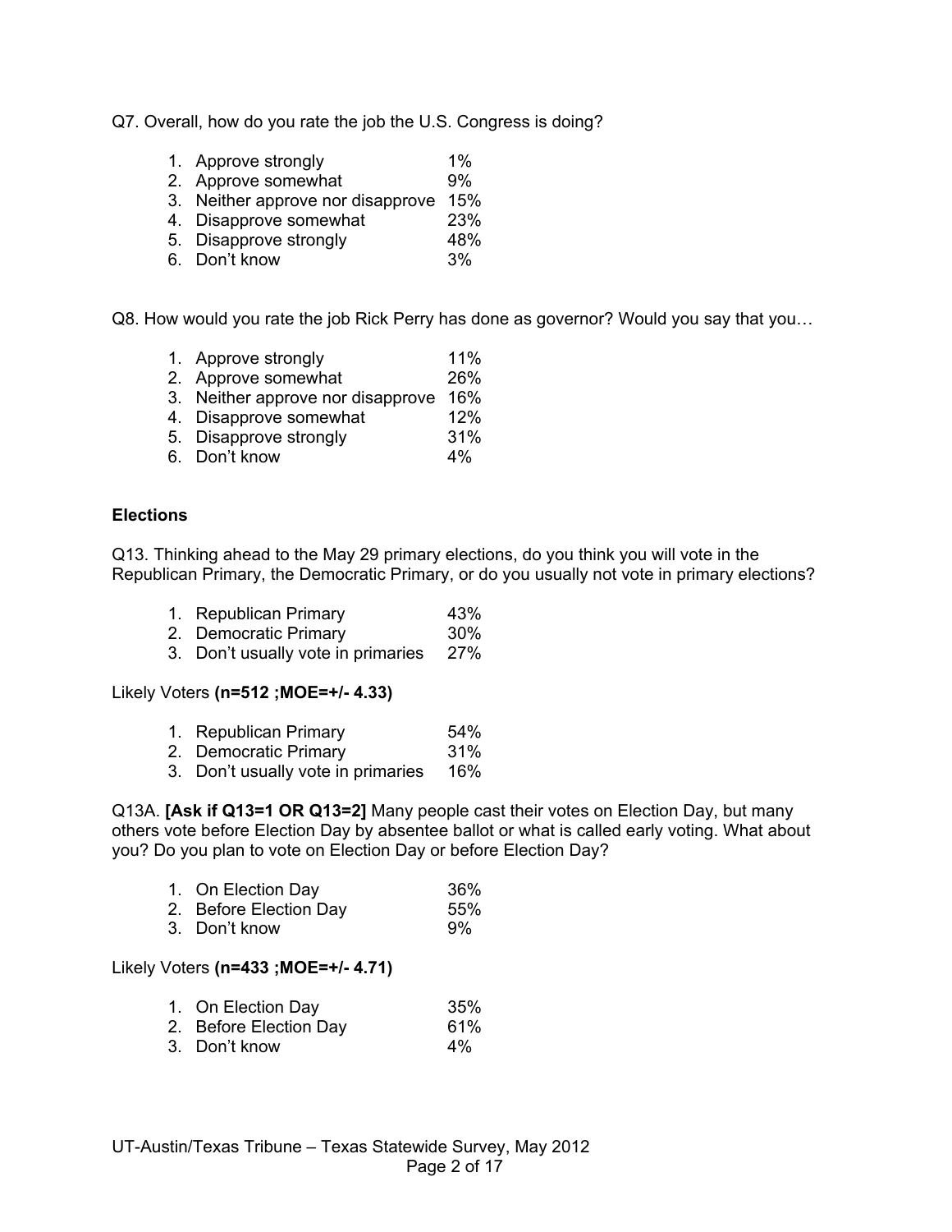Q7. Overall, how do you rate the job the U.S. Congress is doing?

1. Approve strongly 1%
2. Approve somewhat 9%
3. Neither approve nor disapprove 15%
4. Disapprove somewhat 23%
5. Disapprove strongly 48%
6. Don't know 3%

Q8. How would you rate the job Rick Perry has done as governor? Would you say that you…

1. Approve strongly 11%
2. Approve somewhat 26%
3. Neither approve nor disapprove 16%
4. Disapprove somewhat 12%
5. Disapprove strongly 31%
6. Don't know 4%

**Elections**

Q13. Thinking ahead to the May 29 primary elections, do you think you will vote in the Republican Primary, the Democratic Primary, or do you usually not vote in primary elections?

1. Republican Primary 43%
2. Democratic Primary 30%
3. Don't usually vote in primaries 27%

Likely Voters **(n=512 ;MOE=+/- 4.33)**

1. Republican Primary 54%
2. Democratic Primary 31%
3. Don't usually vote in primaries 16%

Q13A. **[Ask if Q13=1 OR Q13=2]** Many people cast their votes on Election Day, but many others vote before Election Day by absentee ballot or what is called early voting. What about you? Do you plan to vote on Election Day or before Election Day?

1. On Election Day 36%
2. Before Election Day 55%
3. Don't know 9%

Likely Voters **(n=433 ;MOE=+/- 4.71)**

1. On Election Day 35%
2. Before Election Day 61%
3. Don't know 4%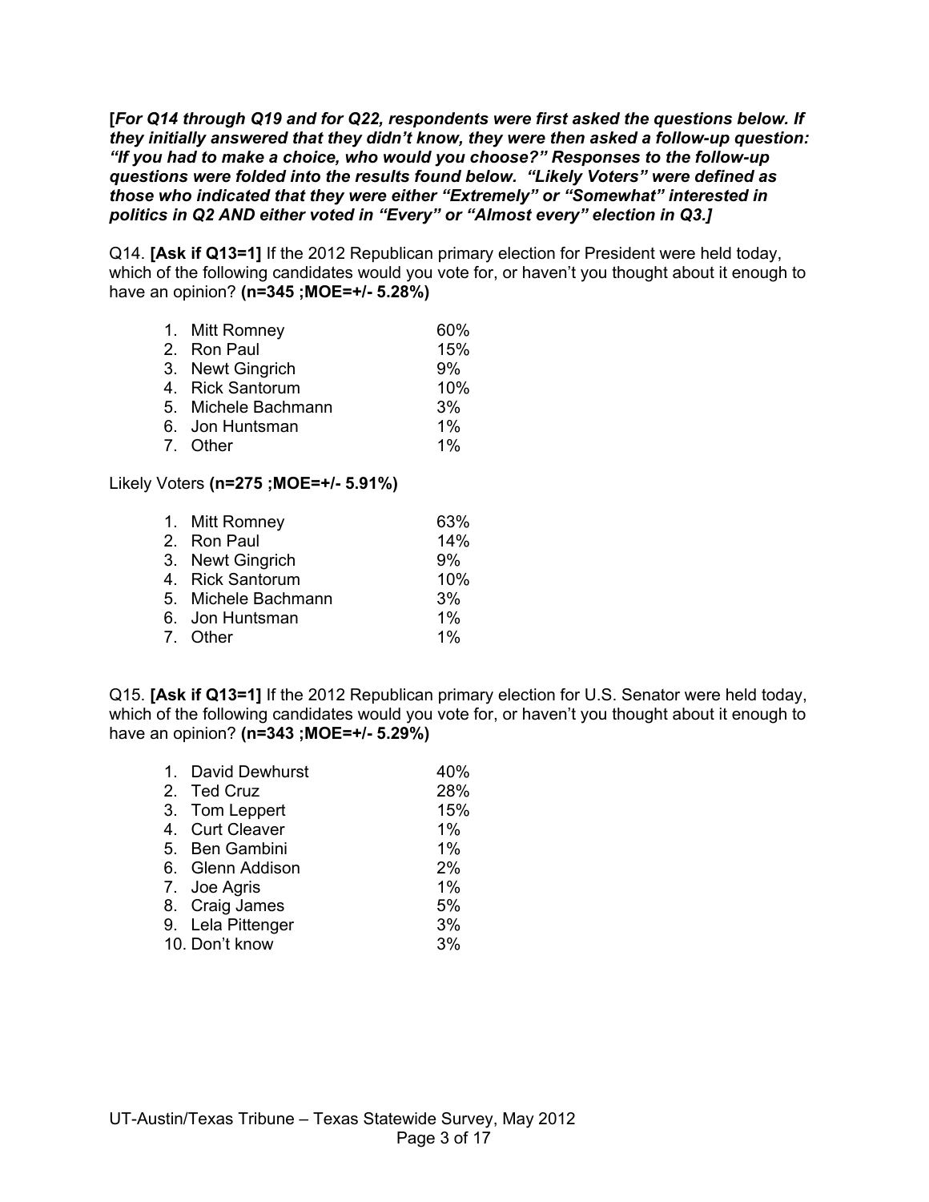***[For Q14 through Q19 and for Q22, respondents were first asked the questions below. If they initially answered that they didn't know, they were then asked a follow-up question: "If you had to make a choice, who would you choose?" Responses to the follow-up questions were folded into the results found below. "Likely Voters" were defined as those who indicated that they were either "Extremely" or "Somewhat" interested in politics in Q2 AND either voted in "Every" or "Almost every" election in Q3.]***

Q14. **[Ask if Q13=1]** If the 2012 Republican primary election for President were held today, which of the following candidates would you vote for, or haven't you thought about it enough to have an opinion? **(n=345 ;MOE=+/- 5.28%)**

| | |
|---|---|
| 1. Mitt Romney | 60% |
| 2. Ron Paul | 15% |
| 3. Newt Gingrich | 9% |
| 4. Rick Santorum | 10% |
| 5. Michele Bachmann | 3% |
| 6. Jon Huntsman | 1% |
| 7. Other | 1% |

Likely Voters **(n=275 ;MOE=+/- 5.91%)**

| | |
|---|---|
| 1. Mitt Romney | 63% |
| 2. Ron Paul | 14% |
| 3. Newt Gingrich | 9% |
| 4. Rick Santorum | 10% |
| 5. Michele Bachmann | 3% |
| 6. Jon Huntsman | 1% |
| 7. Other | 1% |

Q15. **[Ask if Q13=1]** If the 2012 Republican primary election for U.S. Senator were held today, which of the following candidates would you vote for, or haven't you thought about it enough to have an opinion? **(n=343 ;MOE=+/- 5.29%)**

| | |
|---|---|
| 1. David Dewhurst | 40% |
| 2. Ted Cruz | 28% |
| 3. Tom Leppert | 15% |
| 4. Curt Cleaver | 1% |
| 5. Ben Gambini | 1% |
| 6. Glenn Addison | 2% |
| 7. Joe Agris | 1% |
| 8. Craig James | 5% |
| 9. Lela Pittenger | 3% |
| 10. Don't know | 3% |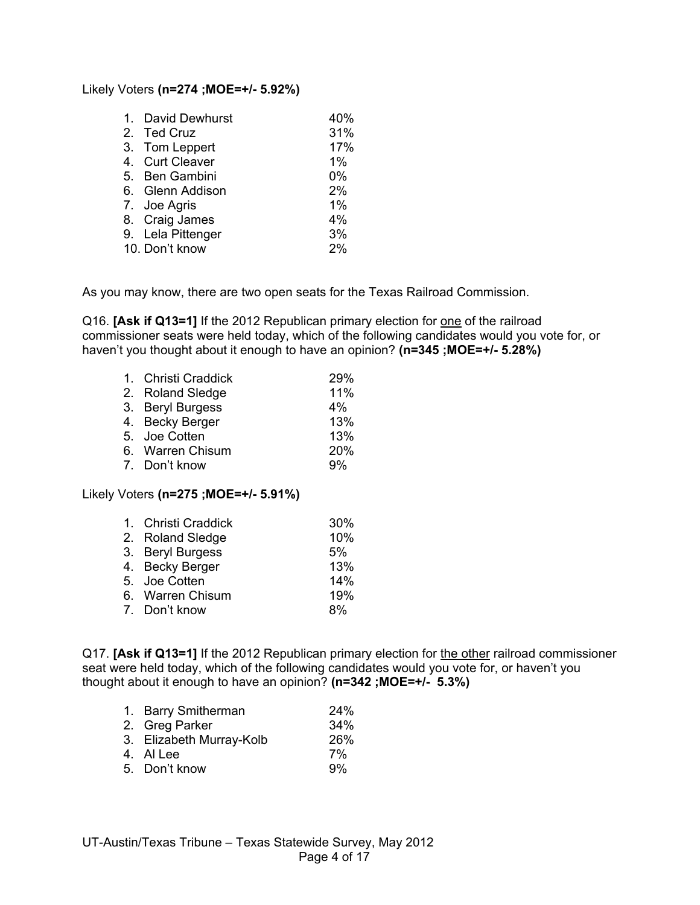Likely Voters **(n=274 ;MOE=+/- 5.92%)**

| | |
|---|---|
| 1. David Dewhurst | 40% |
| 2. Ted Cruz | 31% |
| 3. Tom Leppert | 17% |
| 4. Curt Cleaver | 1% |
| 5. Ben Gambini | 0% |
| 6. Glenn Addison | 2% |
| 7. Joe Agris | 1% |
| 8. Craig James | 4% |
| 9. Lela Pittenger | 3% |
| 10. Don't know | 2% |

As you may know, there are two open seats for the Texas Railroad Commission.

Q16. **[Ask if Q13=1]** If the 2012 Republican primary election for <u>one</u> of the railroad commissioner seats were held today, which of the following candidates would you vote for, or haven't you thought about it enough to have an opinion? **(n=345 ;MOE=+/- 5.28%)**

| | |
|---|---|
| 1. Christi Craddick | 29% |
| 2. Roland Sledge | 11% |
| 3. Beryl Burgess | 4% |
| 4. Becky Berger | 13% |
| 5. Joe Cotten | 13% |
| 6. Warren Chisum | 20% |
| 7. Don't know | 9% |

Likely Voters **(n=275 ;MOE=+/- 5.91%)**

| | |
|---|---|
| 1. Christi Craddick | 30% |
| 2. Roland Sledge | 10% |
| 3. Beryl Burgess | 5% |
| 4. Becky Berger | 13% |
| 5. Joe Cotten | 14% |
| 6. Warren Chisum | 19% |
| 7. Don't know | 8% |

Q17. **[Ask if Q13=1]** If the 2012 Republican primary election for <u>the other</u> railroad commissioner seat were held today, which of the following candidates would you vote for, or haven't you thought about it enough to have an opinion? **(n=342 ;MOE=+/- 5.3%)**

| | |
|---|---|
| 1. Barry Smitherman | 24% |
| 2. Greg Parker | 34% |
| 3. Elizabeth Murray-Kolb | 26% |
| 4. Al Lee | 7% |
| 5. Don't know | 9% |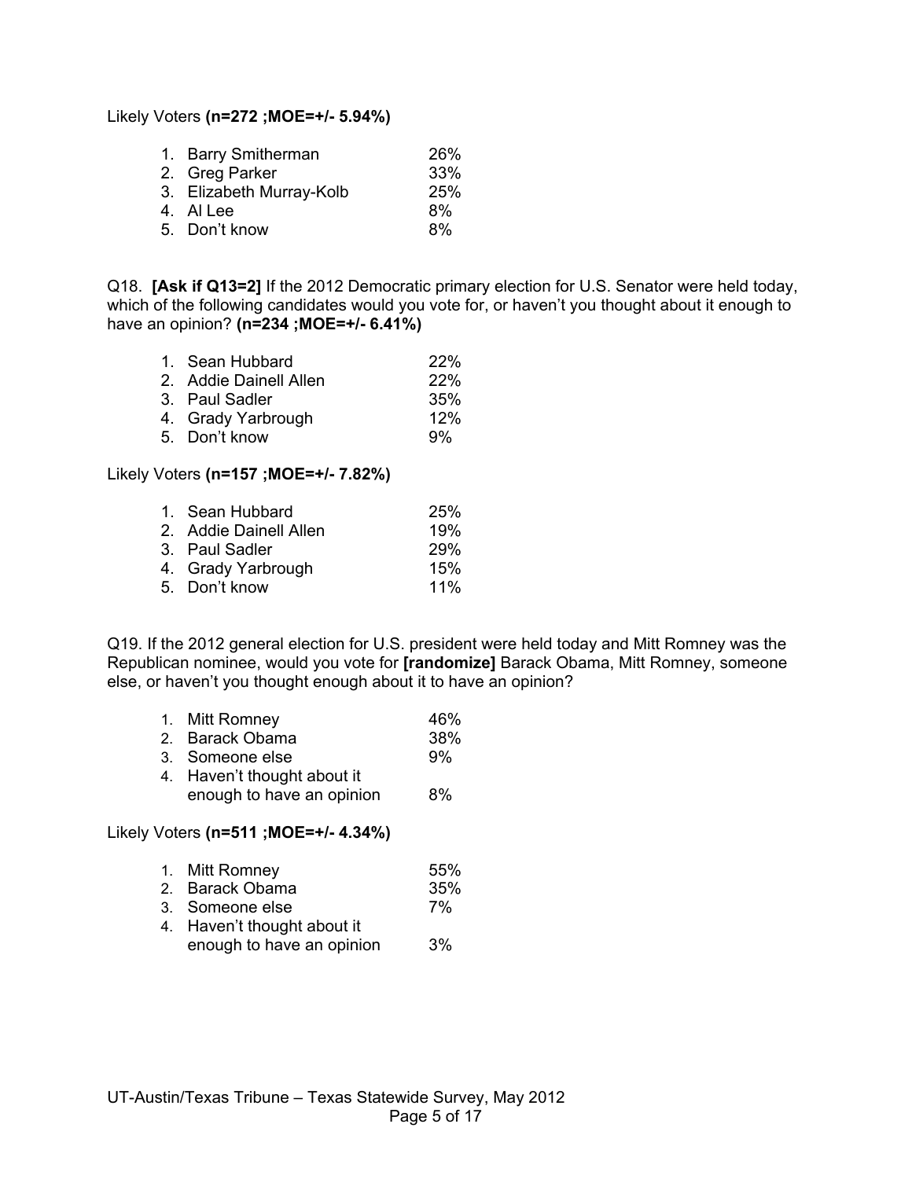Likely Voters **(n=272 ;MOE=+/- 5.94%)**

| | |
|---|---|
| 1. Barry Smitherman | 26% |
| 2. Greg Parker | 33% |
| 3. Elizabeth Murray-Kolb | 25% |
| 4. Al Lee | 8% |
| 5. Don't know | 8% |

Q18. **[Ask if Q13=2]** If the 2012 Democratic primary election for U.S. Senator were held today, which of the following candidates would you vote for, or haven't you thought about it enough to have an opinion? **(n=234 ;MOE=+/- 6.41%)**

| | |
|---|---|
| 1. Sean Hubbard | 22% |
| 2. Addie Dainell Allen | 22% |
| 3. Paul Sadler | 35% |
| 4. Grady Yarbrough | 12% |
| 5. Don't know | 9% |

Likely Voters **(n=157 ;MOE=+/- 7.82%)**

| | |
|---|---|
| 1. Sean Hubbard | 25% |
| 2. Addie Dainell Allen | 19% |
| 3. Paul Sadler | 29% |
| 4. Grady Yarbrough | 15% |
| 5. Don't know | 11% |

Q19. If the 2012 general election for U.S. president were held today and Mitt Romney was the Republican nominee, would you vote for **[randomize]** Barack Obama, Mitt Romney, someone else, or haven't you thought enough about it to have an opinion?

| | |
|---|---|
| 1. Mitt Romney | 46% |
| 2. Barack Obama | 38% |
| 3. Someone else | 9% |
| 4. Haven't thought about it enough to have an opinion | 8% |

Likely Voters **(n=511 ;MOE=+/- 4.34%)**

| | |
|---|---|
| 1. Mitt Romney | 55% |
| 2. Barack Obama | 35% |
| 3. Someone else | 7% |
| 4. Haven't thought about it enough to have an opinion | 3% |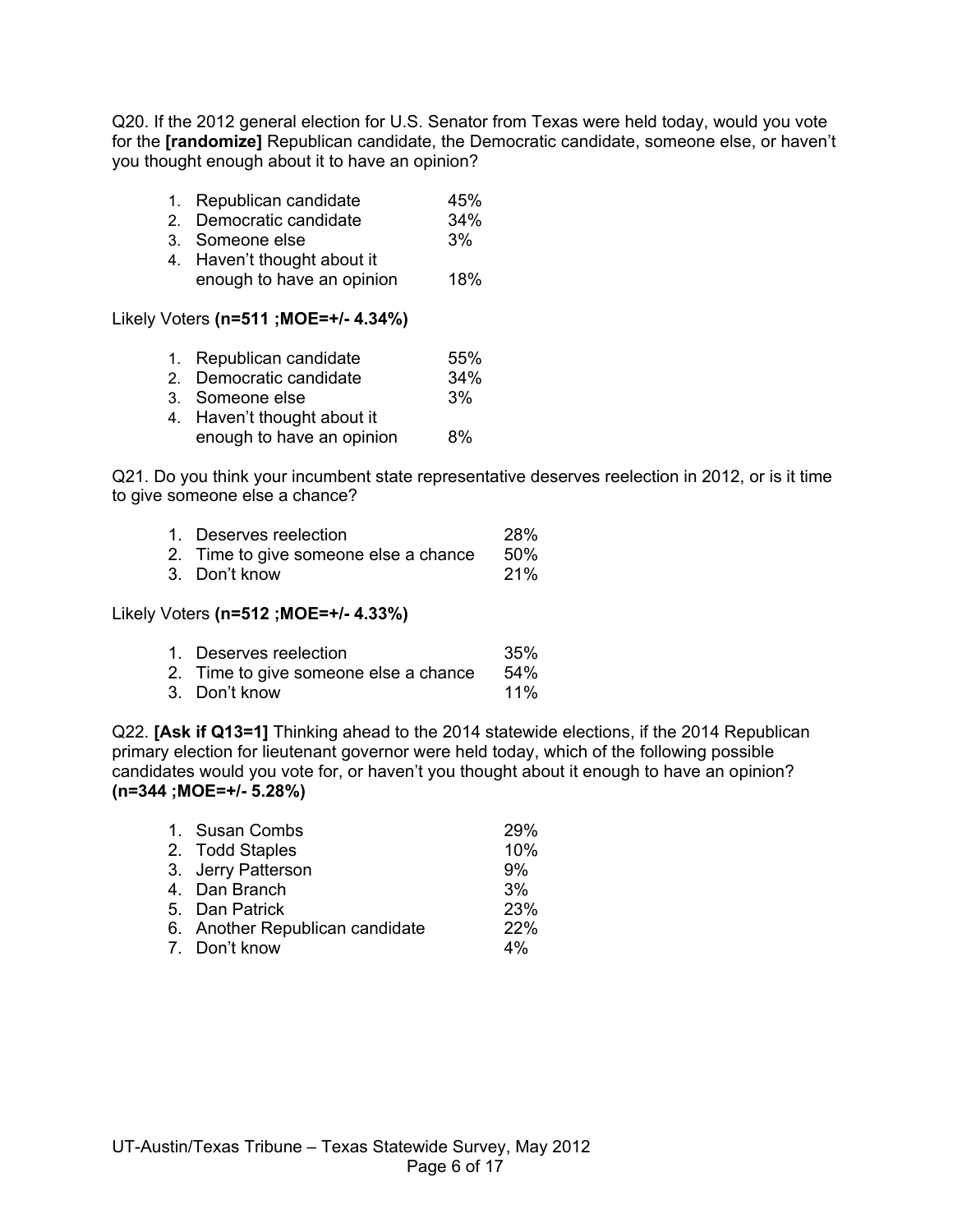Q20. If the 2012 general election for U.S. Senator from Texas were held today, would you vote for the **[randomize]** Republican candidate, the Democratic candidate, someone else, or haven't you thought enough about it to have an opinion?

| | |
|---|---|
| 1. Republican candidate | 45% |
| 2. Democratic candidate | 34% |
| 3. Someone else | 3% |
| 4. Haven't thought about it enough to have an opinion | 18% |

Likely Voters **(n=511 ;MOE=+/- 4.34%)**

| | |
|---|---|
| 1. Republican candidate | 55% |
| 2. Democratic candidate | 34% |
| 3. Someone else | 3% |
| 4. Haven't thought about it enough to have an opinion | 8% |

Q21. Do you think your incumbent state representative deserves reelection in 2012, or is it time to give someone else a chance?

| | |
|---|---|
| 1. Deserves reelection | 28% |
| 2. Time to give someone else a chance | 50% |
| 3. Don't know | 21% |

Likely Voters **(n=512 ;MOE=+/- 4.33%)**

| | |
|---|---|
| 1. Deserves reelection | 35% |
| 2. Time to give someone else a chance | 54% |
| 3. Don't know | 11% |

Q22. **[Ask if Q13=1]** Thinking ahead to the 2014 statewide elections, if the 2014 Republican primary election for lieutenant governor were held today, which of the following possible candidates would you vote for, or haven't you thought about it enough to have an opinion? **(n=344 ;MOE=+/- 5.28%)**

| | |
|---|---|
| 1. Susan Combs | 29% |
| 2. Todd Staples | 10% |
| 3. Jerry Patterson | 9% |
| 4. Dan Branch | 3% |
| 5. Dan Patrick | 23% |
| 6. Another Republican candidate | 22% |
| 7. Don't know | 4% |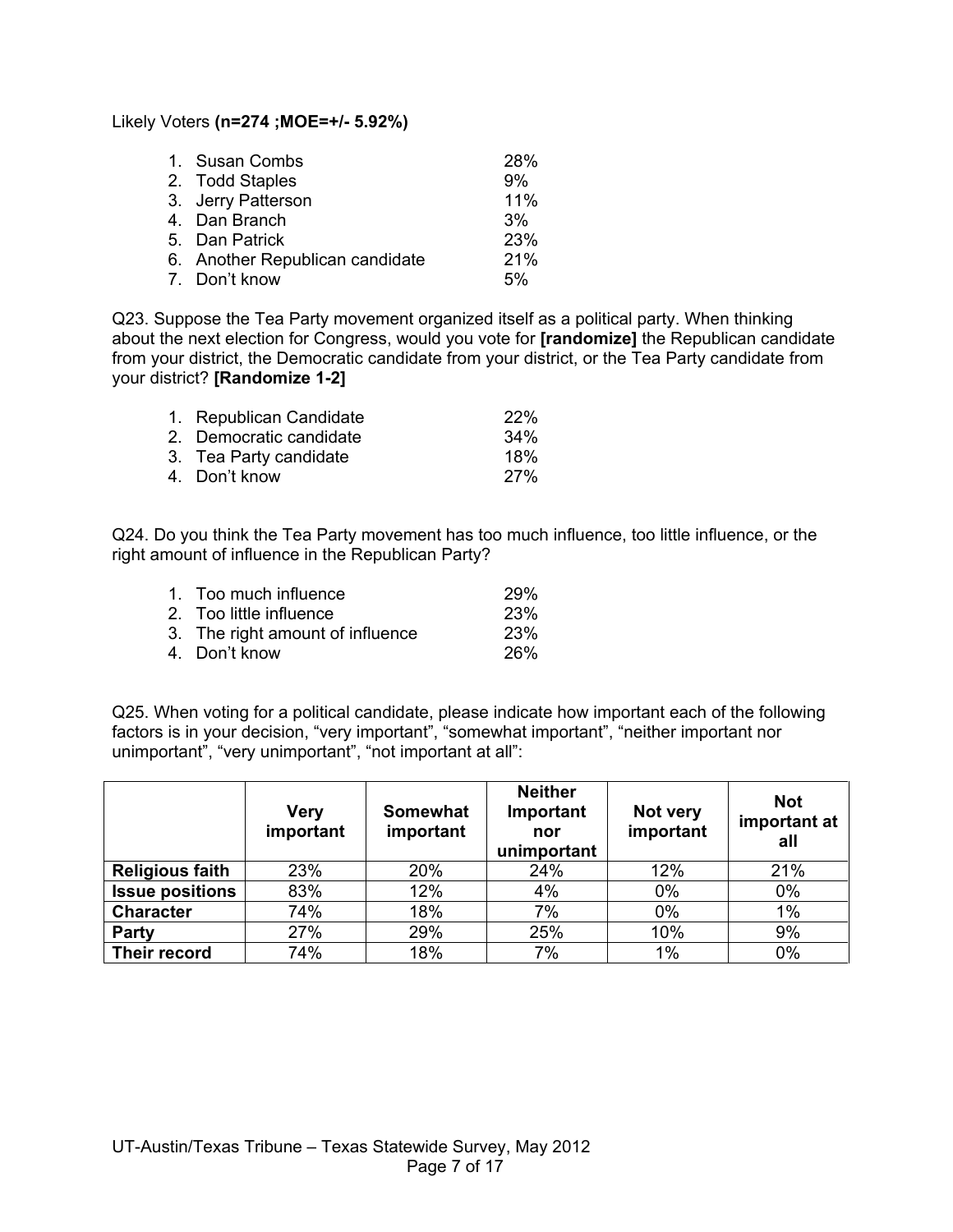Likely Voters **(n=274 ;MOE=+/- 5.92%)**

1. Susan Combs 28%
2. Todd Staples 9%
3. Jerry Patterson 11%
4. Dan Branch 3%
5. Dan Patrick 23%
6. Another Republican candidate 21%
7. Don't know 5%

Q23. Suppose the Tea Party movement organized itself as a political party. When thinking about the next election for Congress, would you vote for **[randomize]** the Republican candidate from your district, the Democratic candidate from your district, or the Tea Party candidate from your district? **[Randomize 1-2]**

1. Republican Candidate 22%
2. Democratic candidate 34%
3. Tea Party candidate 18%
4. Don't know 27%

Q24. Do you think the Tea Party movement has too much influence, too little influence, or the right amount of influence in the Republican Party?

1. Too much influence 29%
2. Too little influence 23%
3. The right amount of influence 23%
4. Don't know 26%

Q25. When voting for a political candidate, please indicate how important each of the following factors is in your decision, "very important", "somewhat important", "neither important nor unimportant", "very unimportant", "not important at all":

| | Very important | Somewhat important | Neither Important nor unimportant | Not very important | Not important at all |
|---|---|---|---|---|---|
| **Religious faith** | 23% | 20% | 24% | 12% | 21% |
| **Issue positions** | 83% | 12% | 4% | 0% | 0% |
| **Character** | 74% | 18% | 7% | 0% | 1% |
| **Party** | 27% | 29% | 25% | 10% | 9% |
| **Their record** | 74% | 18% | 7% | 1% | 0% |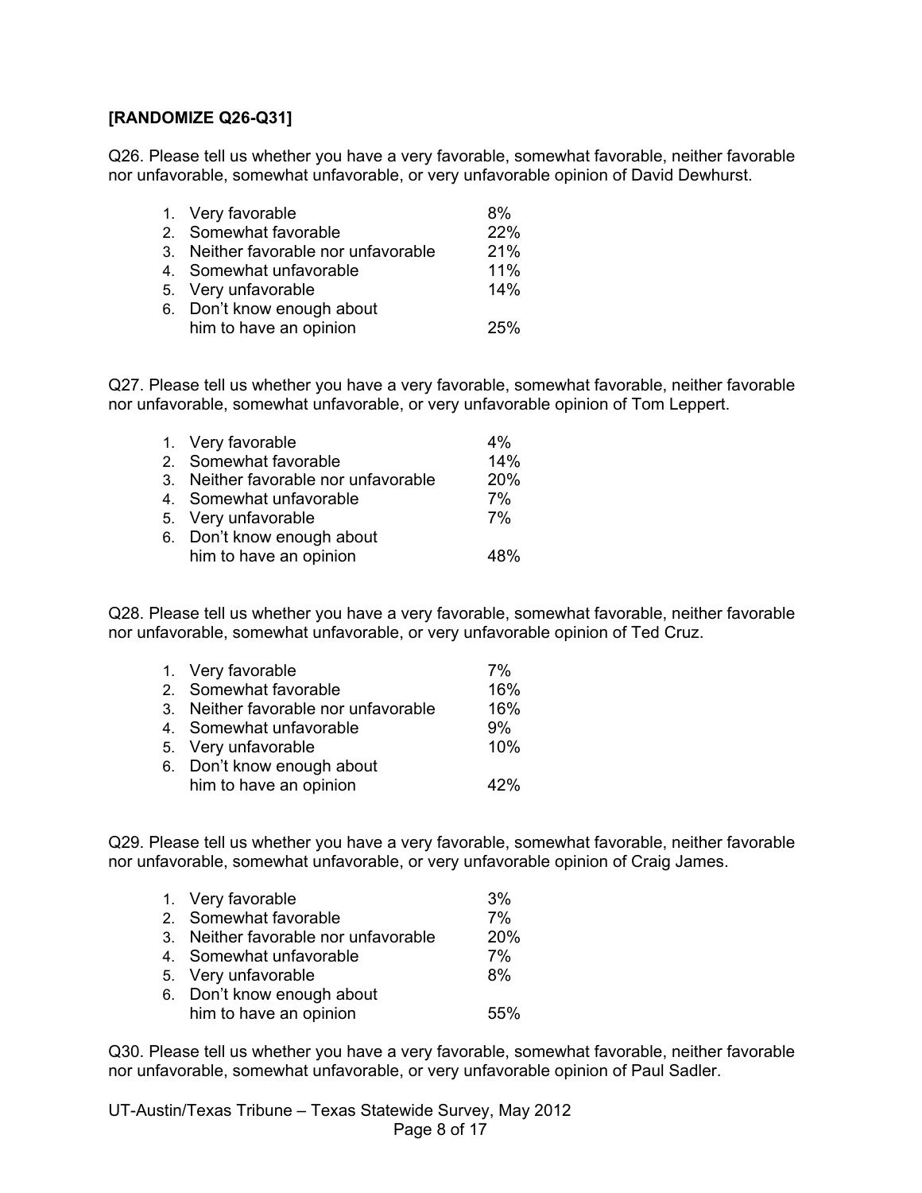**[RANDOMIZE Q26-Q31]**

Q26. Please tell us whether you have a very favorable, somewhat favorable, neither favorable nor unfavorable, somewhat unfavorable, or very unfavorable opinion of David Dewhurst.

| | |
|---|---|
| 1. Very favorable | 8% |
| 2. Somewhat favorable | 22% |
| 3. Neither favorable nor unfavorable | 21% |
| 4. Somewhat unfavorable | 11% |
| 5. Very unfavorable | 14% |
| 6. Don't know enough about him to have an opinion | 25% |

Q27. Please tell us whether you have a very favorable, somewhat favorable, neither favorable nor unfavorable, somewhat unfavorable, or very unfavorable opinion of Tom Leppert.

| | |
|---|---|
| 1. Very favorable | 4% |
| 2. Somewhat favorable | 14% |
| 3. Neither favorable nor unfavorable | 20% |
| 4. Somewhat unfavorable | 7% |
| 5. Very unfavorable | 7% |
| 6. Don't know enough about him to have an opinion | 48% |

Q28. Please tell us whether you have a very favorable, somewhat favorable, neither favorable nor unfavorable, somewhat unfavorable, or very unfavorable opinion of Ted Cruz.

| | |
|---|---|
| 1. Very favorable | 7% |
| 2. Somewhat favorable | 16% |
| 3. Neither favorable nor unfavorable | 16% |
| 4. Somewhat unfavorable | 9% |
| 5. Very unfavorable | 10% |
| 6. Don't know enough about him to have an opinion | 42% |

Q29. Please tell us whether you have a very favorable, somewhat favorable, neither favorable nor unfavorable, somewhat unfavorable, or very unfavorable opinion of Craig James.

| | |
|---|---|
| 1. Very favorable | 3% |
| 2. Somewhat favorable | 7% |
| 3. Neither favorable nor unfavorable | 20% |
| 4. Somewhat unfavorable | 7% |
| 5. Very unfavorable | 8% |
| 6. Don't know enough about him to have an opinion | 55% |

Q30. Please tell us whether you have a very favorable, somewhat favorable, neither favorable nor unfavorable, somewhat unfavorable, or very unfavorable opinion of Paul Sadler.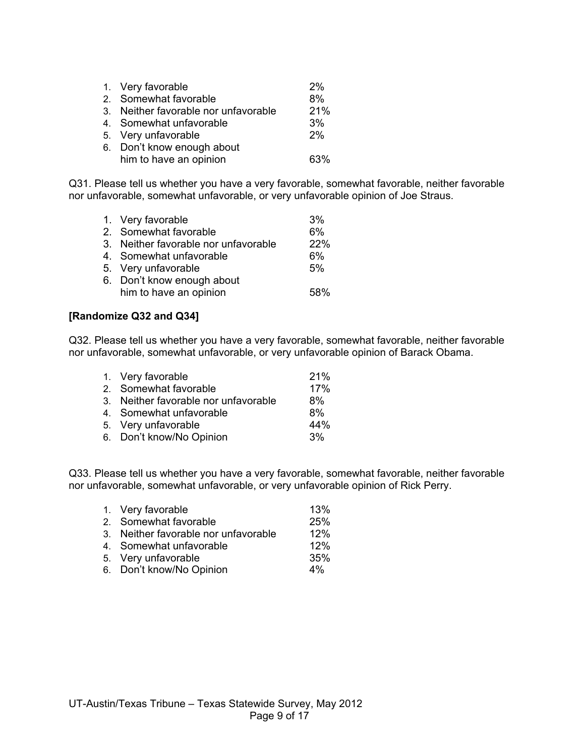1. Very favorable 2%
2. Somewhat favorable 8%
3. Neither favorable nor unfavorable 21%
4. Somewhat unfavorable 3%
5. Very unfavorable 2%
6. Don't know enough about him to have an opinion 63%

Q31. Please tell us whether you have a very favorable, somewhat favorable, neither favorable nor unfavorable, somewhat unfavorable, or very unfavorable opinion of Joe Straus.

1. Very favorable 3%
2. Somewhat favorable 6%
3. Neither favorable nor unfavorable 22%
4. Somewhat unfavorable 6%
5. Very unfavorable 5%
6. Don't know enough about him to have an opinion 58%

**[Randomize Q32 and Q34]**

Q32. Please tell us whether you have a very favorable, somewhat favorable, neither favorable nor unfavorable, somewhat unfavorable, or very unfavorable opinion of Barack Obama.

1. Very favorable 21%
2. Somewhat favorable 17%
3. Neither favorable nor unfavorable 8%
4. Somewhat unfavorable 8%
5. Very unfavorable 44%
6. Don't know/No Opinion 3%

Q33. Please tell us whether you have a very favorable, somewhat favorable, neither favorable nor unfavorable, somewhat unfavorable, or very unfavorable opinion of Rick Perry.

1. Very favorable 13%
2. Somewhat favorable 25%
3. Neither favorable nor unfavorable 12%
4. Somewhat unfavorable 12%
5. Very unfavorable 35%
6. Don't know/No Opinion 4%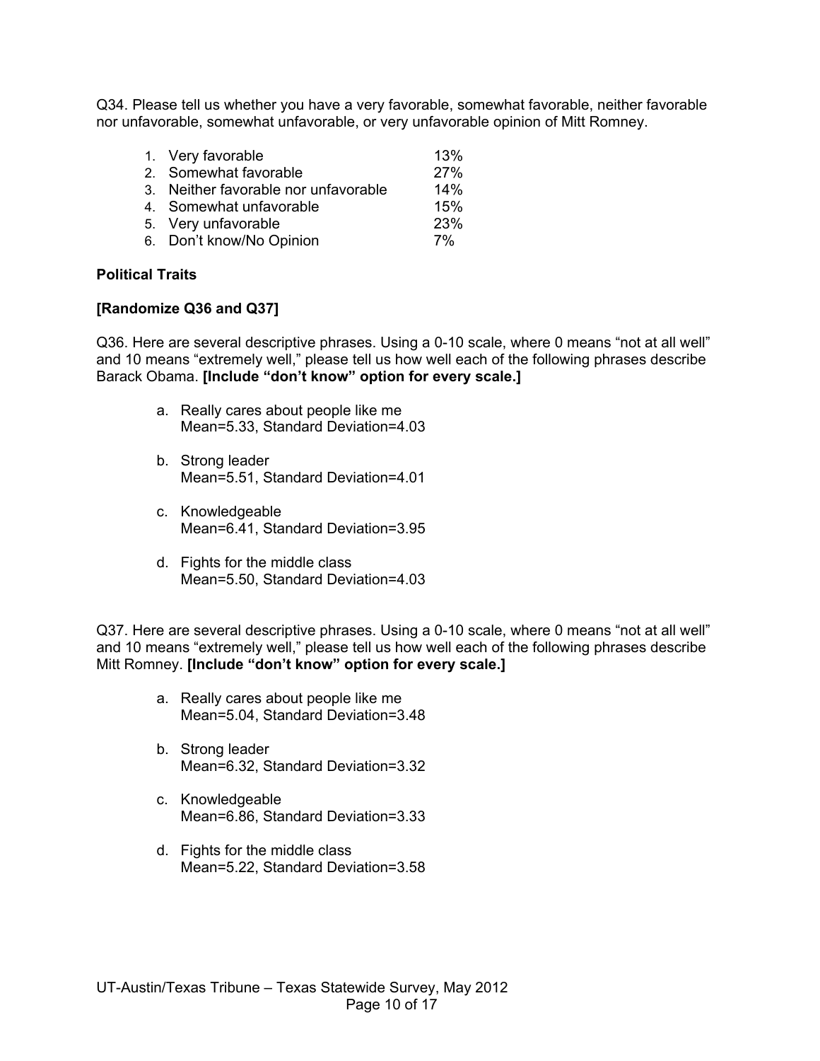Q34. Please tell us whether you have a very favorable, somewhat favorable, neither favorable nor unfavorable, somewhat unfavorable, or very unfavorable opinion of Mitt Romney.

1. Very favorable 13%
2. Somewhat favorable 27%
3. Neither favorable nor unfavorable 14%
4. Somewhat unfavorable 15%
5. Very unfavorable 23%
6. Don't know/No Opinion 7%

**Political Traits**

**[Randomize Q36 and Q37]**

Q36. Here are several descriptive phrases. Using a 0-10 scale, where 0 means "not at all well" and 10 means "extremely well," please tell us how well each of the following phrases describe Barack Obama. **[Include "don't know" option for every scale.]**

a. Really cares about people like me
   Mean=5.33, Standard Deviation=4.03

b. Strong leader
   Mean=5.51, Standard Deviation=4.01

c. Knowledgeable
   Mean=6.41, Standard Deviation=3.95

d. Fights for the middle class
   Mean=5.50, Standard Deviation=4.03

Q37. Here are several descriptive phrases. Using a 0-10 scale, where 0 means "not at all well" and 10 means "extremely well," please tell us how well each of the following phrases describe Mitt Romney. **[Include "don't know" option for every scale.]**

a. Really cares about people like me
   Mean=5.04, Standard Deviation=3.48

b. Strong leader
   Mean=6.32, Standard Deviation=3.32

c. Knowledgeable
   Mean=6.86, Standard Deviation=3.33

d. Fights for the middle class
   Mean=5.22, Standard Deviation=3.58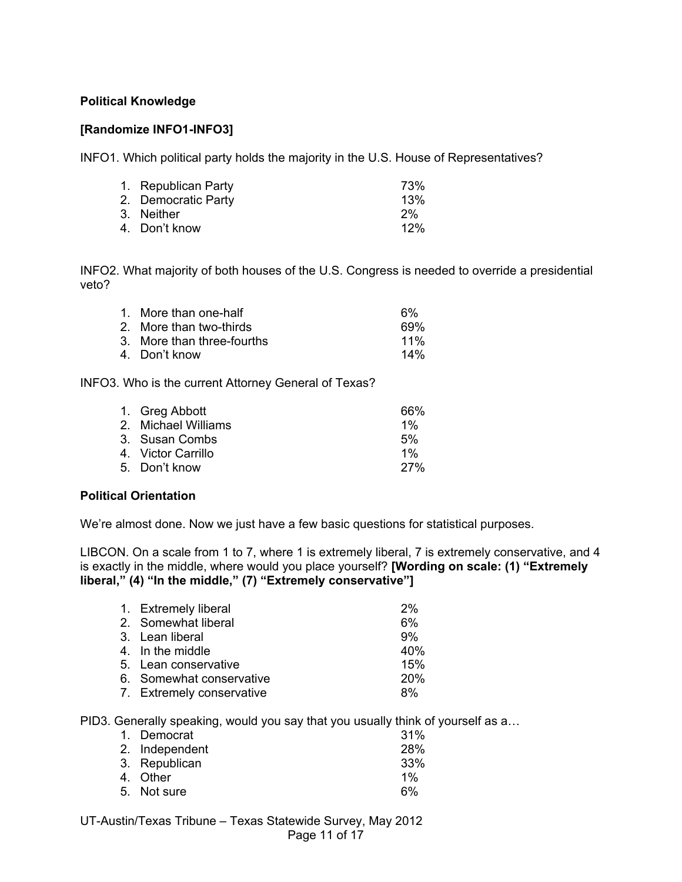**Political Knowledge**

**[Randomize INFO1-INFO3]**

INFO1. Which political party holds the majority in the U.S. House of Representatives?

| | |
|---|---|
| 1. Republican Party | 73% |
| 2. Democratic Party | 13% |
| 3. Neither | 2% |
| 4. Don't know | 12% |

INFO2. What majority of both houses of the U.S. Congress is needed to override a presidential veto?

| | |
|---|---|
| 1. More than one-half | 6% |
| 2. More than two-thirds | 69% |
| 3. More than three-fourths | 11% |
| 4. Don't know | 14% |

INFO3. Who is the current Attorney General of Texas?

| | |
|---|---|
| 1. Greg Abbott | 66% |
| 2. Michael Williams | 1% |
| 3. Susan Combs | 5% |
| 4. Victor Carrillo | 1% |
| 5. Don't know | 27% |

**Political Orientation**

We're almost done. Now we just have a few basic questions for statistical purposes.

LIBCON. On a scale from 1 to 7, where 1 is extremely liberal, 7 is extremely conservative, and 4 is exactly in the middle, where would you place yourself? **[Wording on scale: (1) "Extremely liberal," (4) "In the middle," (7) "Extremely conservative"]**

| | |
|---|---|
| 1. Extremely liberal | 2% |
| 2. Somewhat liberal | 6% |
| 3. Lean liberal | 9% |
| 4. In the middle | 40% |
| 5. Lean conservative | 15% |
| 6. Somewhat conservative | 20% |
| 7. Extremely conservative | 8% |

PID3. Generally speaking, would you say that you usually think of yourself as a…

| | |
|---|---|
| 1. Democrat | 31% |
| 2. Independent | 28% |
| 3. Republican | 33% |
| 4. Other | 1% |
| 5. Not sure | 6% |

UT-Austin/Texas Tribune – Texas Statewide Survey, May 2012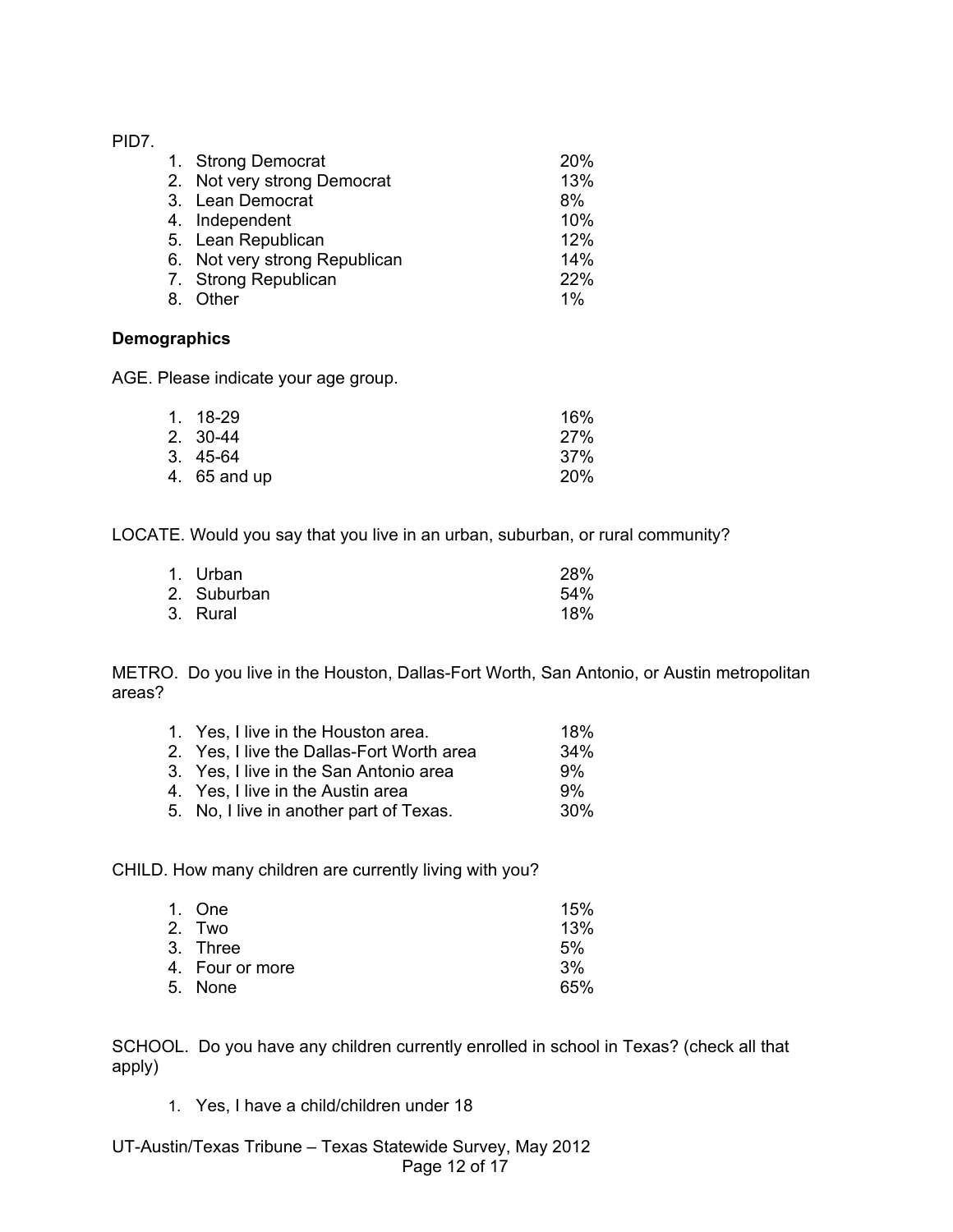PID7.

| | |
|---|---|
| 1. Strong Democrat | 20% |
| 2. Not very strong Democrat | 13% |
| 3. Lean Democrat | 8% |
| 4. Independent | 10% |
| 5. Lean Republican | 12% |
| 6. Not very strong Republican | 14% |
| 7. Strong Republican | 22% |
| 8. Other | 1% |

**Demographics**

AGE. Please indicate your age group.

| | |
|---|---|
| 1. 18-29 | 16% |
| 2. 30-44 | 27% |
| 3. 45-64 | 37% |
| 4. 65 and up | 20% |

LOCATE. Would you say that you live in an urban, suburban, or rural community?

| | |
|---|---|
| 1. Urban | 28% |
| 2. Suburban | 54% |
| 3. Rural | 18% |

METRO. Do you live in the Houston, Dallas-Fort Worth, San Antonio, or Austin metropolitan areas?

| | |
|---|---|
| 1. Yes, I live in the Houston area. | 18% |
| 2. Yes, I live the Dallas-Fort Worth area | 34% |
| 3. Yes, I live in the San Antonio area | 9% |
| 4. Yes, I live in the Austin area | 9% |
| 5. No, I live in another part of Texas. | 30% |

CHILD. How many children are currently living with you?

| | |
|---|---|
| 1. One | 15% |
| 2. Two | 13% |
| 3. Three | 5% |
| 4. Four or more | 3% |
| 5. None | 65% |

SCHOOL. Do you have any children currently enrolled in school in Texas? (check all that apply)

1. Yes, I have a child/children under 18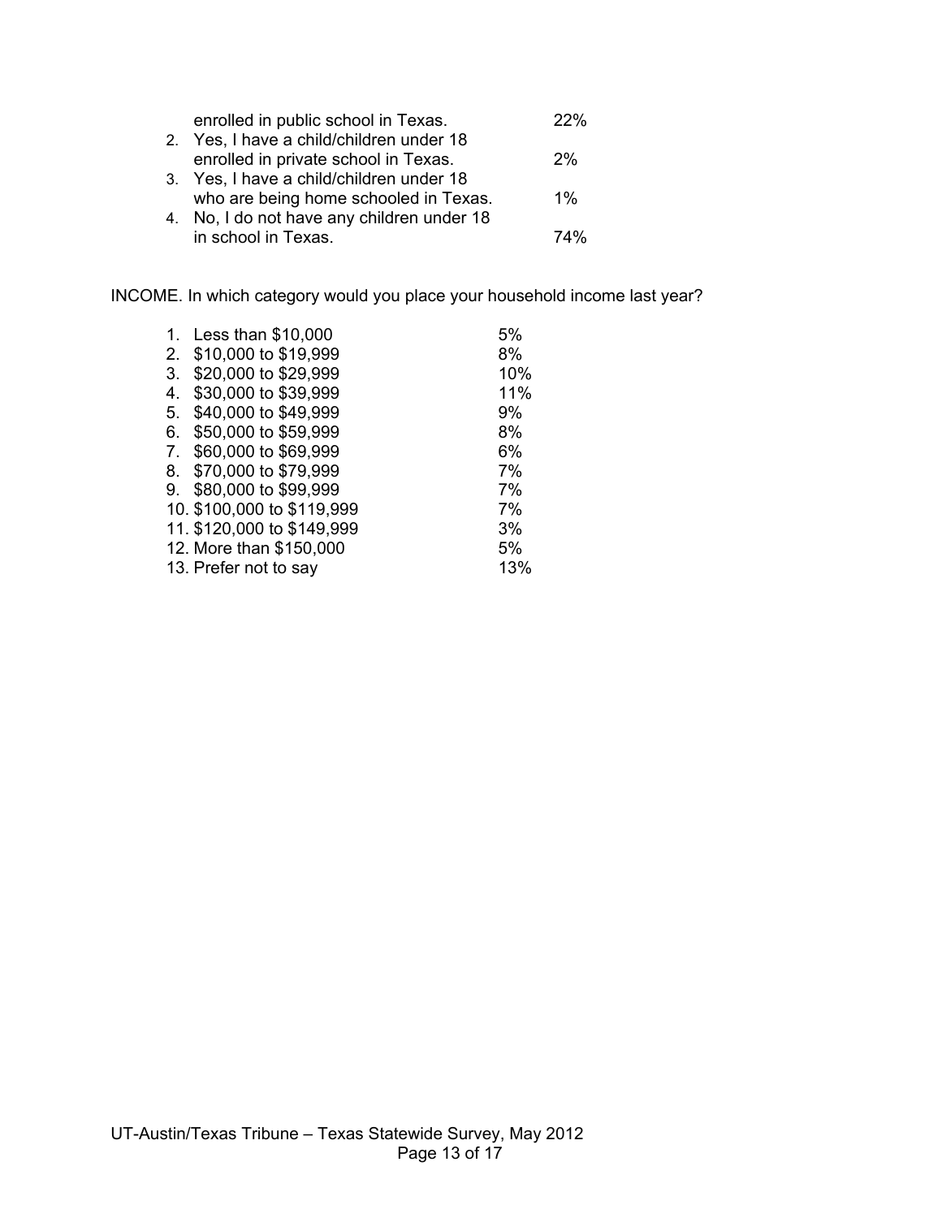enrolled in public school in Texas. 22%

2. Yes, I have a child/children under 18 enrolled in private school in Texas. 2%
3. Yes, I have a child/children under 18 who are being home schooled in Texas. 1%
4. No, I do not have any children under 18 in school in Texas. 74%

INCOME. In which category would you place your household income last year?

| | |
|---|---|
| 1. Less than $10,000 | 5% |
| 2. $10,000 to $19,999 | 8% |
| 3. $20,000 to $29,999 | 10% |
| 4. $30,000 to $39,999 | 11% |
| 5. $40,000 to $49,999 | 9% |
| 6. $50,000 to $59,999 | 8% |
| 7. $60,000 to $69,999 | 6% |
| 8. $70,000 to $79,999 | 7% |
| 9. $80,000 to $99,999 | 7% |
| 10. $100,000 to $119,999 | 7% |
| 11. $120,000 to $149,999 | 3% |
| 12. More than $150,000 | 5% |
| 13. Prefer not to say | 13% |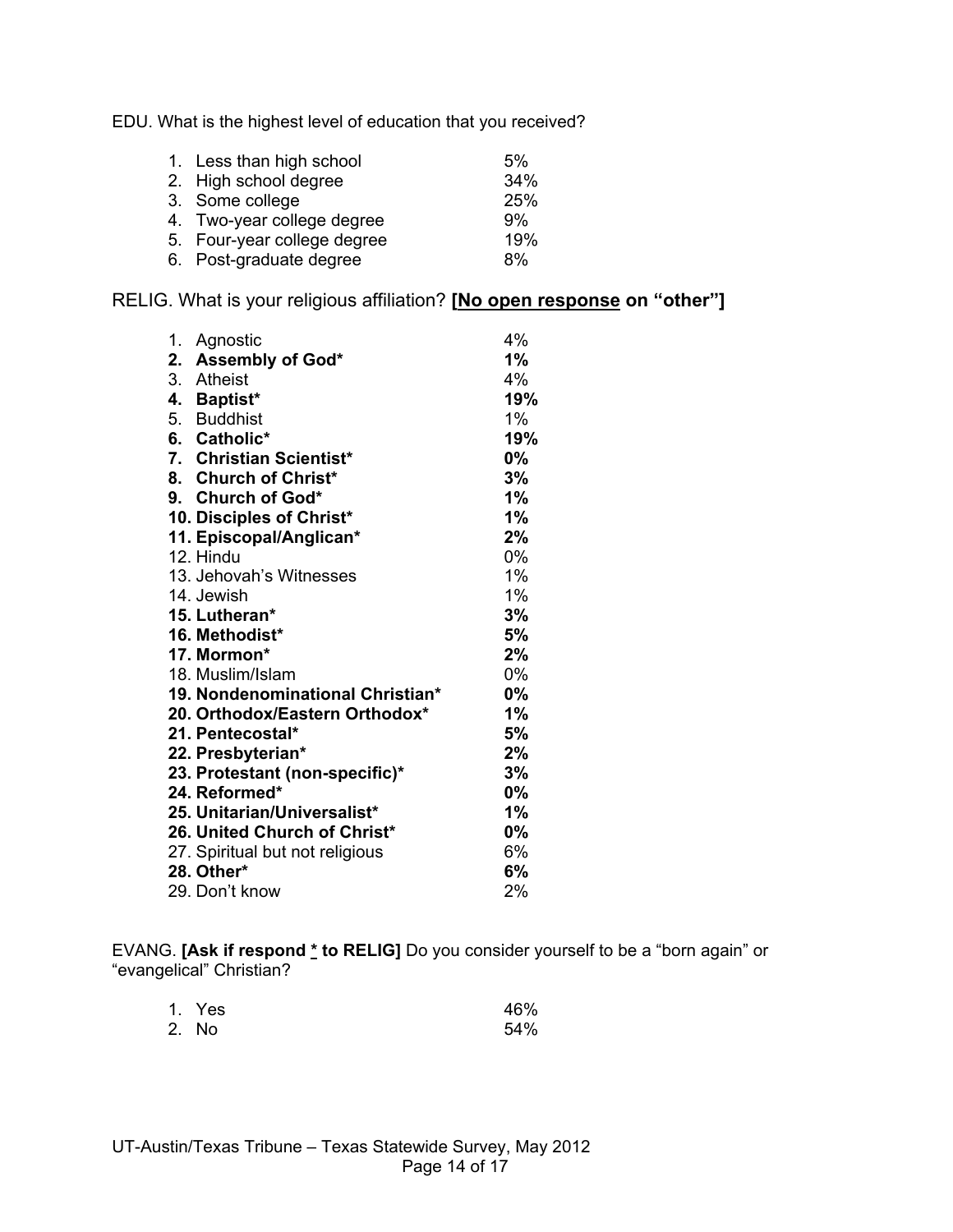EDU. What is the highest level of education that you received?

| | |
|---|---|
| 1. Less than high school | 5% |
| 2. High school degree | 34% |
| 3. Some college | 25% |
| 4. Two-year college degree | 9% |
| 5. Four-year college degree | 19% |
| 6. Post-graduate degree | 8% |

RELIG. What is your religious affiliation? **[No open response on "other"]**

| | |
|---|---|
| 1. Agnostic | 4% |
| **2. Assembly of God*** | **1%** |
| 3. Atheist | 4% |
| **4. Baptist*** | **19%** |
| 5. Buddhist | 1% |
| **6. Catholic*** | **19%** |
| **7. Christian Scientist*** | **0%** |
| **8. Church of Christ*** | **3%** |
| **9. Church of God*** | **1%** |
| **10. Disciples of Christ*** | **1%** |
| **11. Episcopal/Anglican*** | **2%** |
| 12. Hindu | 0% |
| 13. Jehovah's Witnesses | 1% |
| 14. Jewish | 1% |
| **15. Lutheran*** | **3%** |
| **16. Methodist*** | **5%** |
| **17. Mormon*** | **2%** |
| 18. Muslim/Islam | 0% |
| **19. Nondenominational Christian*** | **0%** |
| **20. Orthodox/Eastern Orthodox*** | **1%** |
| **21. Pentecostal*** | **5%** |
| **22. Presbyterian*** | **2%** |
| **23. Protestant (non-specific)*** | **3%** |
| **24. Reformed*** | **0%** |
| **25. Unitarian/Universalist*** | **1%** |
| **26. United Church of Christ*** | **0%** |
| 27. Spiritual but not religious | 6% |
| **28. Other*** | **6%** |
| 29. Don't know | 2% |

EVANG. **[Ask if respond * to RELIG]** Do you consider yourself to be a "born again" or "evangelical" Christian?

| | |
|---|---|
| 1. Yes | 46% |
| 2. No | 54% |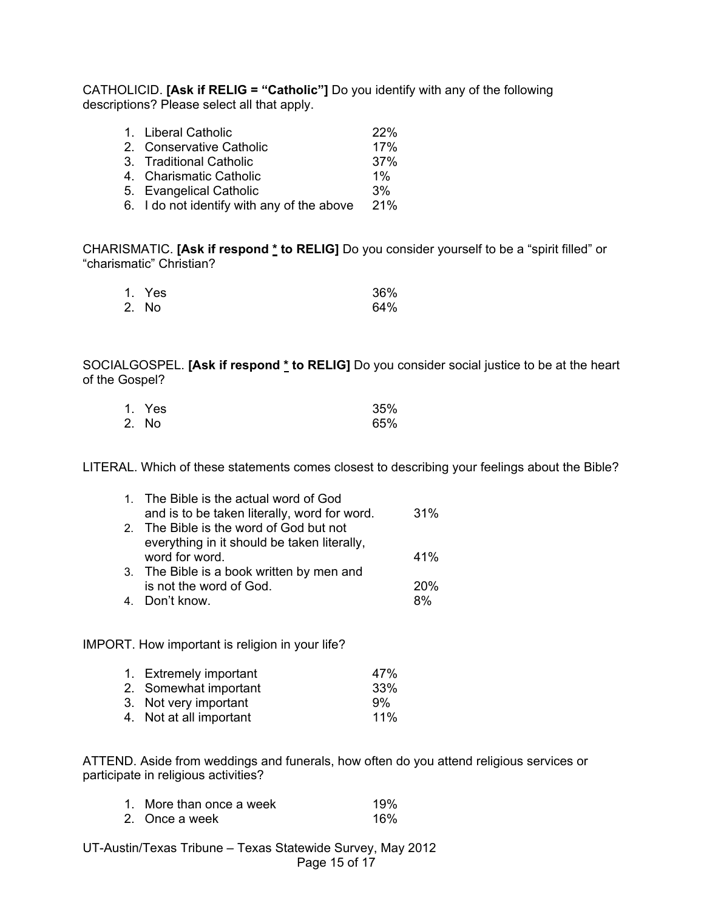CATHOLICID. **[Ask if RELIG = "Catholic"]** Do you identify with any of the following descriptions? Please select all that apply.

| | |
|---|---|
| 1. Liberal Catholic | 22% |
| 2. Conservative Catholic | 17% |
| 3. Traditional Catholic | 37% |
| 4. Charismatic Catholic | 1% |
| 5. Evangelical Catholic | 3% |
| 6. I do not identify with any of the above | 21% |

CHARISMATIC. **[Ask if respond * to RELIG]** Do you consider yourself to be a "spirit filled" or "charismatic" Christian?

| | |
|---|---|
| 1. Yes | 36% |
| 2. No | 64% |

SOCIALGOSPEL. **[Ask if respond * to RELIG]** Do you consider social justice to be at the heart of the Gospel?

| | |
|---|---|
| 1. Yes | 35% |
| 2. No | 65% |

LITERAL. Which of these statements comes closest to describing your feelings about the Bible?

| | |
|---|---|
| 1. The Bible is the actual word of God and is to be taken literally, word for word. | 31% |
| 2. The Bible is the word of God but not everything in it should be taken literally, word for word. | 41% |
| 3. The Bible is a book written by men and is not the word of God. | 20% |
| 4. Don't know. | 8% |

IMPORT. How important is religion in your life?

| | |
|---|---|
| 1. Extremely important | 47% |
| 2. Somewhat important | 33% |
| 3. Not very important | 9% |
| 4. Not at all important | 11% |

ATTEND. Aside from weddings and funerals, how often do you attend religious services or participate in religious activities?

| | |
|---|---|
| 1. More than once a week | 19% |
| 2. Once a week | 16% |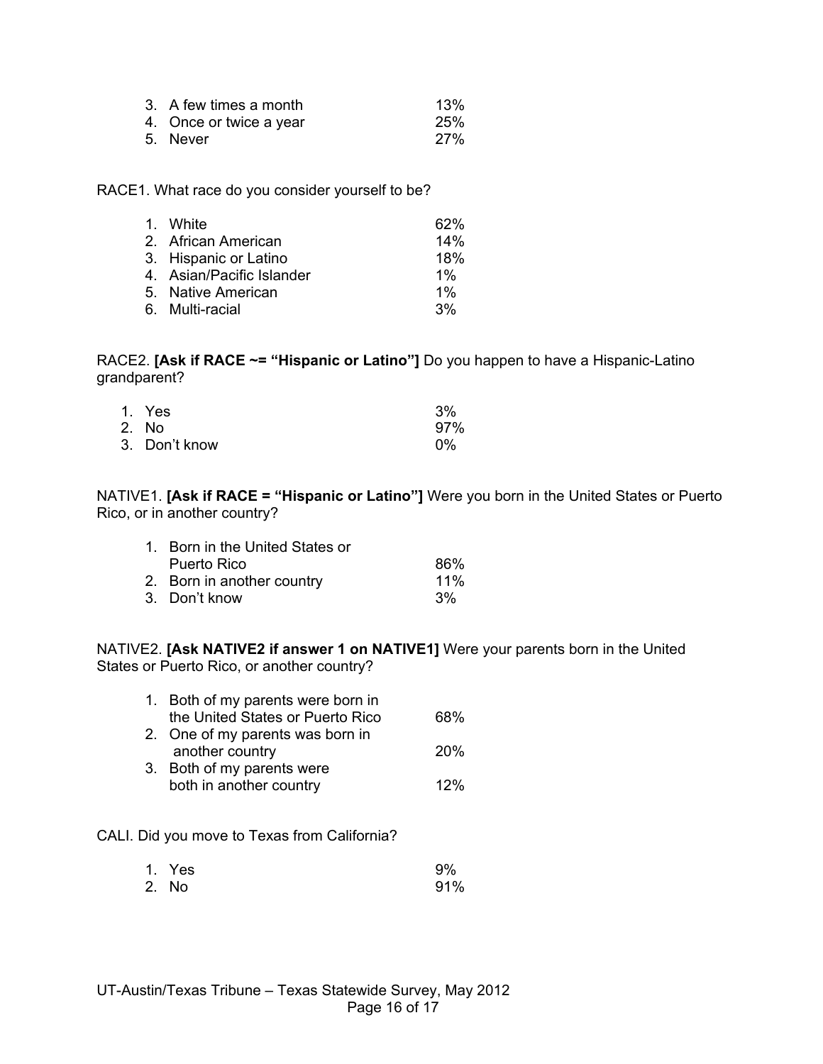3. A few times a month 13%
4. Once or twice a year 25%
5. Never 27%

RACE1. What race do you consider yourself to be?

1. White 62%
2. African American 14%
3. Hispanic or Latino 18%
4. Asian/Pacific Islander 1%
5. Native American 1%
6. Multi-racial 3%

RACE2. **[Ask if RACE ~= "Hispanic or Latino"]** Do you happen to have a Hispanic-Latino grandparent?

1. Yes 3%
2. No 97%
3. Don't know 0%

NATIVE1. **[Ask if RACE = "Hispanic or Latino"]** Were you born in the United States or Puerto Rico, or in another country?

1. Born in the United States or Puerto Rico 86%
2. Born in another country 11%
3. Don't know 3%

NATIVE2. **[Ask NATIVE2 if answer 1 on NATIVE1]** Were your parents born in the United States or Puerto Rico, or another country?

1. Both of my parents were born in the United States or Puerto Rico 68%
2. One of my parents was born in another country 20%
3. Both of my parents were both in another country 12%

CALI. Did you move to Texas from California?

1. Yes 9%
2. No 91%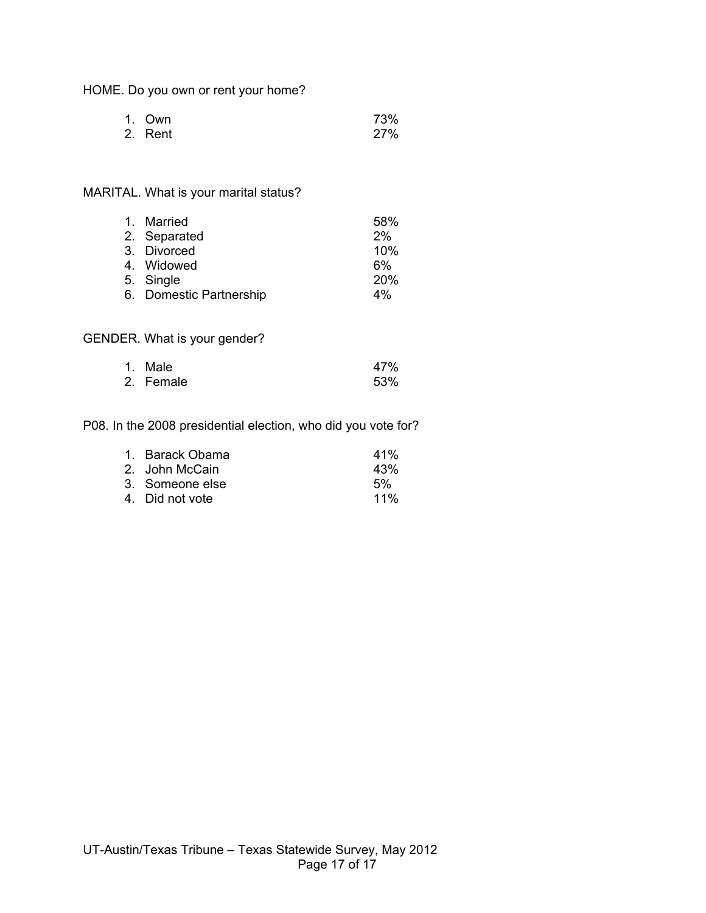HOME. Do you own or rent your home?

| | |
|---|---|
| 1. Own | 73% |
| 2. Rent | 27% |

MARITAL. What is your marital status?

| | |
|---|---|
| 1. Married | 58% |
| 2. Separated | 2% |
| 3. Divorced | 10% |
| 4. Widowed | 6% |
| 5. Single | 20% |
| 6. Domestic Partnership | 4% |

GENDER. What is your gender?

| | |
|---|---|
| 1. Male | 47% |
| 2. Female | 53% |

P08. In the 2008 presidential election, who did you vote for?

| | |
|---|---|
| 1. Barack Obama | 41% |
| 2. John McCain | 43% |
| 3. Someone else | 5% |
| 4. Did not vote | 11% |